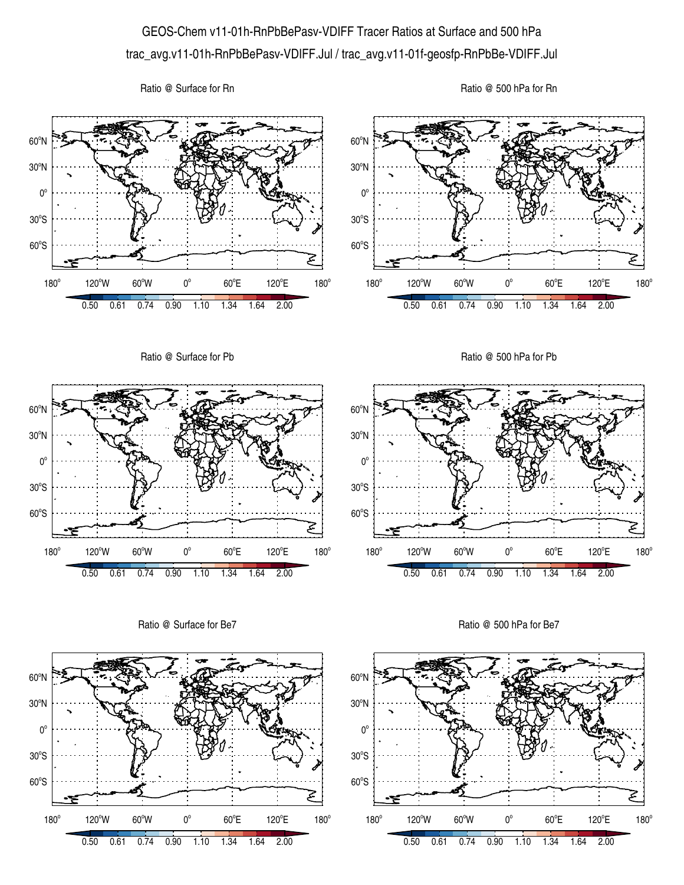# GEOS-Chem v11-01h-RnPbBePasv-VDIFF Tracer Ratios at Surface and 500 hPa

trac_avg.v11-01h-RnPbBePasv-VDIFF.Jul / trac_avg.v11-01f-geosfp-RnPbBe-VDIFF.Jul

Ratio @ Surface for Rn

Ratio @ 500 hPa for Rn

Ratio @ Surface for Pb

Ratio @ 500 hPa for Pb

Ratio @ Surface for Be7

Ratio @ 500 hPa for Be7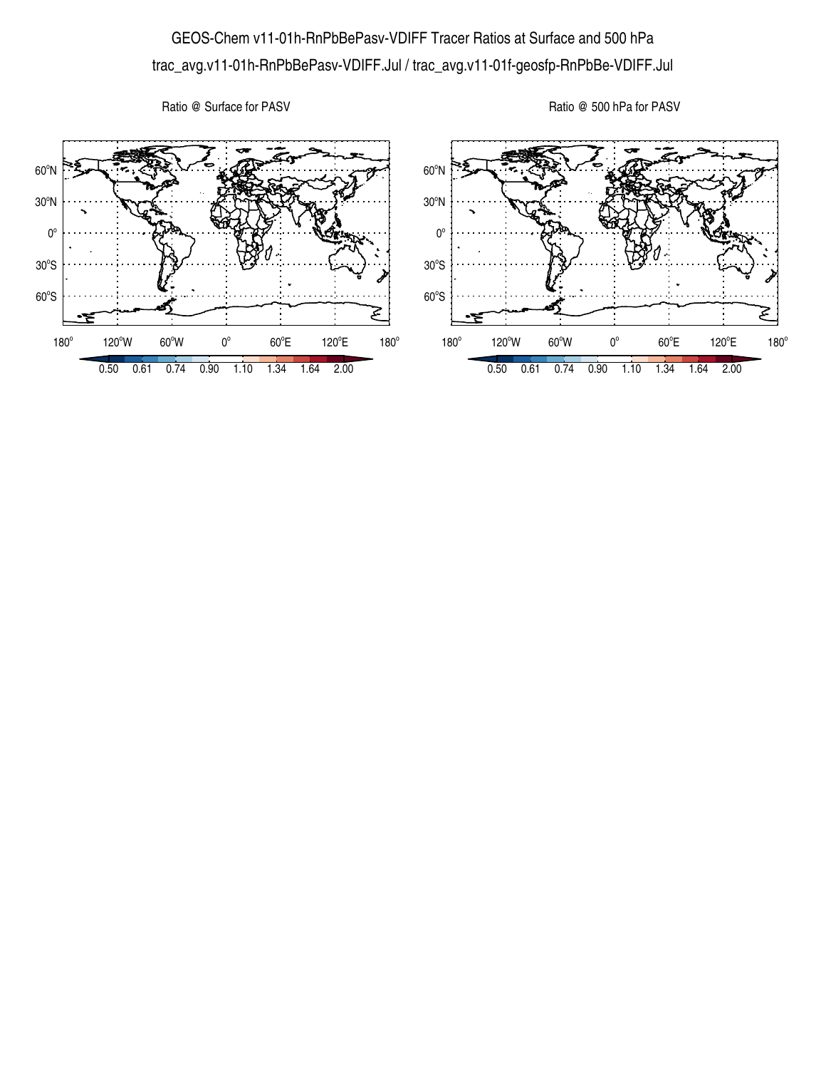GEOS-Chem v11-01h-RnPbBePasv-VDIFF Tracer Ratios at Surface and 500 hPa

trac_avg.v11-01h-RnPbBePasv-VDIFF.Jul / trac_avg.v11-01f-geosfp-RnPbBe-VDIFF.Jul

Ratio @ Surface for PASV

60°N
30°N
0°
30°S
60°S

180° 120°W 60°W 0° 60°E 120°E 180°

0.50 0.61 0.74 0.90 1.10 1.34 1.64 2.00

Ratio @ 500 hPa for PASV

60°N
30°N
0°
30°S
60°S

180° 120°W 60°W 0° 60°E 120°E 180°

0.50 0.61 0.74 0.90 1.10 1.34 1.64 2.00